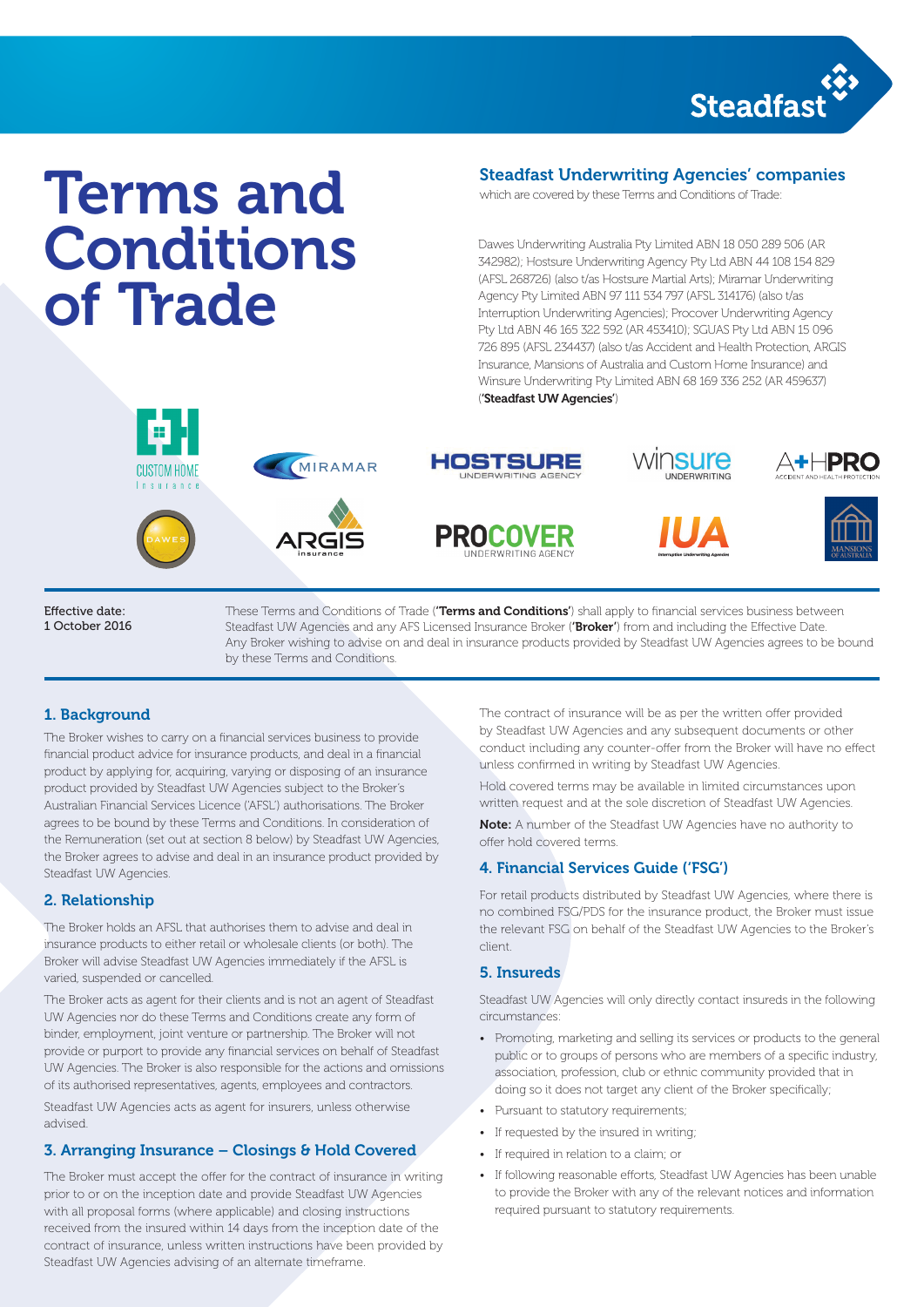# Terms and Conditions of Trade

## Steadfast Underwriting Agencies' companies

which are covered by these Terms and Conditions of Trade:

Dawes Underwriting Australia Pty Limited ABN 18 050 289 506 (AR 342982); Hostsure Underwriting Agency Pty Ltd ABN 44 108 154 829 (AFSL 268726) (also t/as Hostsure Martial Arts); Miramar Underwriting Agency Pty Limited ABN 97 111 534 797 (AFSL 314176) (also t/as Interruption Underwriting Agencies); Procover Underwriting Agency Pty Ltd ABN 46 165 322 592 (AR 453410); SGUAS Pty Ltd ABN 15 096 726 895 (AFSL 234437) (also t/as Accident and Health Protection, ARGIS Insurance, Mansions of Australia and Custom Home Insurance) and Winsure Underwriting Pty Limited ABN 68 169 336 252 (AR 459637) ('**Steadfast UW Agencies**')

Effective date:
1 October 2016

These Terms and Conditions of Trade ('**Terms and Conditions**') shall apply to financial services business between Steadfast UW Agencies and any AFS Licensed Insurance Broker ('**Broker**') from and including the Effective Date. Any Broker wishing to advise on and deal in insurance products provided by Steadfast UW Agencies agrees to be bound by these Terms and Conditions.

### 1. Background

The Broker wishes to carry on a financial services business to provide financial product advice for insurance products, and deal in a financial product by applying for, acquiring, varying or disposing of an insurance product provided by Steadfast UW Agencies subject to the Broker's Australian Financial Services Licence ('AFSL') authorisations. The Broker agrees to be bound by these Terms and Conditions. In consideration of the Remuneration (set out at section 8 below) by Steadfast UW Agencies, the Broker agrees to advise and deal in an insurance product provided by Steadfast UW Agencies.

### 2. Relationship

The Broker holds an AFSL that authorises them to advise and deal in insurance products to either retail or wholesale clients (or both). The Broker will advise Steadfast UW Agencies immediately if the AFSL is varied, suspended or cancelled.

The Broker acts as agent for their clients and is not an agent of Steadfast UW Agencies nor do these Terms and Conditions create any form of binder, employment, joint venture or partnership. The Broker will not provide or purport to provide any financial services on behalf of Steadfast UW Agencies. The Broker is also responsible for the actions and omissions of its authorised representatives, agents, employees and contractors.

Steadfast UW Agencies acts as agent for insurers, unless otherwise advised.

### 3. Arranging Insurance – Closings & Hold Covered

The Broker must accept the offer for the contract of insurance in writing prior to or on the inception date and provide Steadfast UW Agencies with all proposal forms (where applicable) and closing instructions received from the insured within 14 days from the inception date of the contract of insurance, unless written instructions have been provided by Steadfast UW Agencies advising of an alternate timeframe.

The contract of insurance will be as per the written offer provided by Steadfast UW Agencies and any subsequent documents or other conduct including any counter-offer from the Broker will have no effect unless confirmed in writing by Steadfast UW Agencies.

Hold covered terms may be available in limited circumstances upon written request and at the sole discretion of Steadfast UW Agencies.

**Note:** A number of the Steadfast UW Agencies have no authority to offer hold covered terms.

### 4. Financial Services Guide ('FSG')

For retail products distributed by Steadfast UW Agencies, where there is no combined FSG/PDS for the insurance product, the Broker must issue the relevant FSG on behalf of the Steadfast UW Agencies to the Broker's client.

### 5. Insureds

Steadfast UW Agencies will only directly contact insureds in the following circumstances:

- Promoting, marketing and selling its services or products to the general public or to groups of persons who are members of a specific industry, association, profession, club or ethnic community provided that in doing so it does not target any client of the Broker specifically;
- Pursuant to statutory requirements;
- If requested by the insured in writing;
- If required in relation to a claim; or
- If following reasonable efforts, Steadfast UW Agencies has been unable to provide the Broker with any of the relevant notices and information required pursuant to statutory requirements.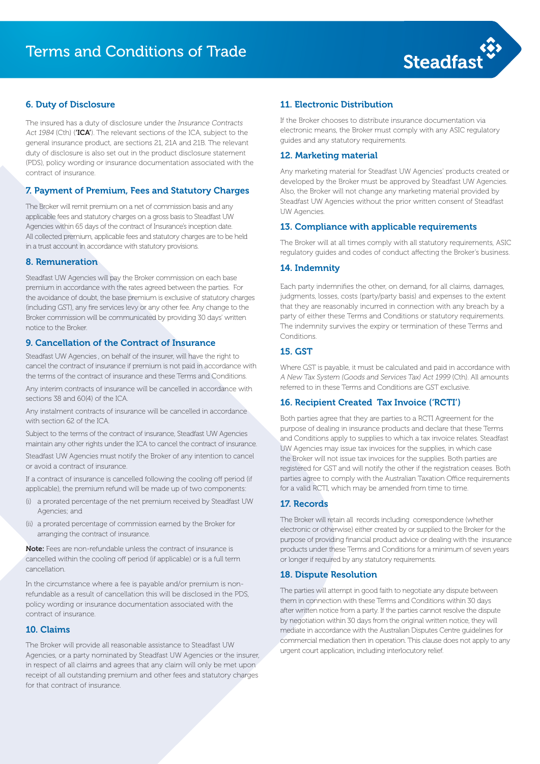# Terms and Conditions of Trade

## 6. Duty of Disclosure

The insured has a duty of disclosure under the *Insurance Contracts Act 1984* (Cth) ('**ICA**'). The relevant sections of the ICA, subject to the general insurance product, are sections 21, 21A and 21B. The relevant duty of disclosure is also set out in the product disclosure statement (PDS), policy wording or insurance documentation associated with the contract of insurance.

## 7. Payment of Premium, Fees and Statutory Charges

The Broker will remit premium on a net of commission basis and any applicable fees and statutory charges on a gross basis to Steadfast UW Agencies within 65 days of the contract of Insurance's inception date. All collected premium, applicable fees and statutory charges are to be held in a trust account in accordance with statutory provisions.

## 8. Remuneration

Steadfast UW Agencies will pay the Broker commission on each base premium in accordance with the rates agreed between the parties. For the avoidance of doubt, the base premium is exclusive of statutory charges (including GST), any fire services levy or any other fee. Any change to the Broker commission will be communicated by providing 30 days' written notice to the Broker.

## 9. Cancellation of the Contract of Insurance

Steadfast UW Agencies , on behalf of the insurer, will have the right to cancel the contract of insurance if premium is not paid in accordance with the terms of the contract of insurance and these Terms and Conditions.

Any interim contracts of insurance will be cancelled in accordance with sections 38 and 60(4) of the ICA.

Any instalment contracts of insurance will be cancelled in accordance with section 62 of the ICA.

Subject to the terms of the contract of insurance, Steadfast UW Agencies maintain any other rights under the ICA to cancel the contract of insurance.

Steadfast UW Agencies must notify the Broker of any intention to cancel or avoid a contract of insurance.

If a contract of insurance is cancelled following the cooling off period (if applicable), the premium refund will be made up of two components:

(i) a prorated percentage of the net premium received by Steadfast UW Agencies; and

(ii) a prorated percentage of commission earned by the Broker for arranging the contract of insurance.

**Note:** Fees are non-refundable unless the contract of insurance is cancelled within the cooling off period (if applicable) or is a full term cancellation.

In the circumstance where a fee is payable and/or premium is non-refundable as a result of cancellation this will be disclosed in the PDS, policy wording or insurance documentation associated with the contract of insurance.

## 10. Claims

The Broker will provide all reasonable assistance to Steadfast UW Agencies, or a party nominated by Steadfast UW Agencies or the insurer, in respect of all claims and agrees that any claim will only be met upon receipt of all outstanding premium and other fees and statutory charges for that contract of insurance.

## 11. Electronic Distribution

If the Broker chooses to distribute insurance documentation via electronic means, the Broker must comply with any ASIC regulatory guides and any statutory requirements.

## 12. Marketing material

Any marketing material for Steadfast UW Agencies' products created or developed by the Broker must be approved by Steadfast UW Agencies. Also, the Broker will not change any marketing material provided by Steadfast UW Agencies without the prior written consent of Steadfast UW Agencies.

## 13. Compliance with applicable requirements

The Broker will at all times comply with all statutory requirements, ASIC regulatory guides and codes of conduct affecting the Broker's business.

## 14. Indemnity

Each party indemnifies the other, on demand, for all claims, damages, judgments, losses, costs (party/party basis) and expenses to the extent that they are reasonably incurred in connection with any breach by a party of either these Terms and Conditions or statutory requirements. The indemnity survives the expiry or termination of these Terms and Conditions.

## 15. GST

Where GST is payable, it must be calculated and paid in accordance with *A New Tax System (Goods and Services Tax) Act 1999* (Cth). All amounts referred to in these Terms and Conditions are GST exclusive.

## 16. Recipient Created Tax Invoice ('RCTI')

Both parties agree that they are parties to a RCTI Agreement for the purpose of dealing in insurance products and declare that these Terms and Conditions apply to supplies to which a tax invoice relates. Steadfast UW Agencies may issue tax invoices for the supplies, in which case the Broker will not issue tax invoices for the supplies. Both parties are registered for GST and will notify the other if the registration ceases. Both parties agree to comply with the Australian Taxation Office requirements for a valid RCTI, which may be amended from time to time.

## 17. Records

The Broker will retain all records including correspondence (whether electronic or otherwise) either created by or supplied to the Broker for the purpose of providing financial product advice or dealing with the insurance products under these Terms and Conditions for a minimum of seven years or longer if required by any statutory requirements.

## 18. Dispute Resolution

The parties will attempt in good faith to negotiate any dispute between them in connection with these Terms and Conditions within 30 days after written notice from a party. If the parties cannot resolve the dispute by negotiation within 30 days from the original written notice, they will mediate in accordance with the Australian Disputes Centre guidelines for commercial mediation then in operation. This clause does not apply to any urgent court application, including interlocutory relief.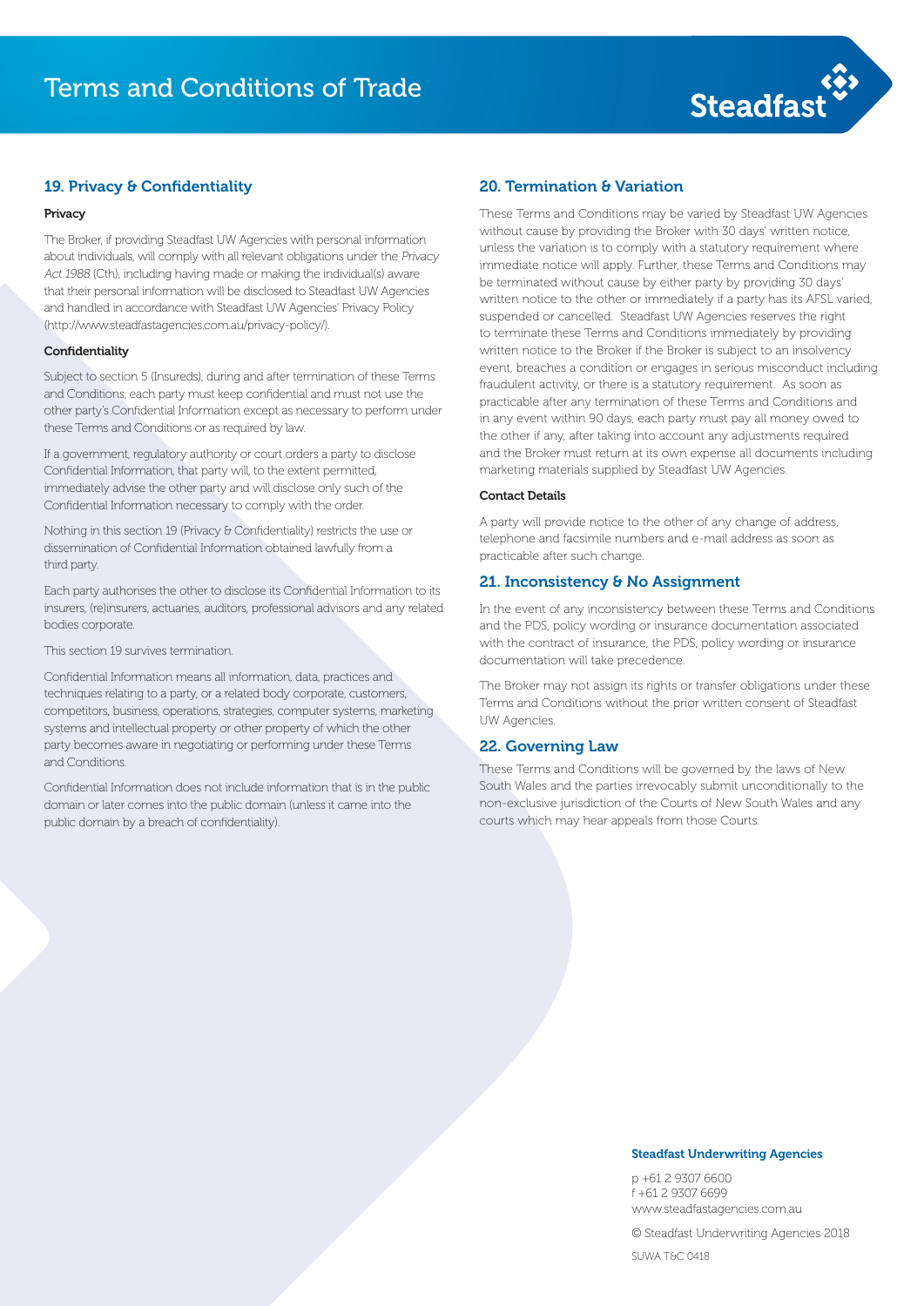## 19. Privacy & Confidentiality

### Privacy

The Broker, if providing Steadfast UW Agencies with personal information about individuals, will comply with all relevant obligations under the *Privacy Act 1988* (Cth), including having made or making the individual(s) aware that their personal information will be disclosed to Steadfast UW Agencies and handled in accordance with Steadfast UW Agencies' Privacy Policy (http://www.steadfastagencies.com.au/privacy-policy/).

### Confidentiality

Subject to section 5 (Insureds), during and after termination of these Terms and Conditions, each party must keep confidential and must not use the other party's Confidential Information except as necessary to perform under these Terms and Conditions or as required by law.

If a government, regulatory authority or court orders a party to disclose Confidential Information, that party will, to the extent permitted, immediately advise the other party and will disclose only such of the Confidential Information necessary to comply with the order.

Nothing in this section 19 (Privacy & Confidentiality) restricts the use or dissemination of Confidential Information obtained lawfully from a third party.

Each party authorises the other to disclose its Confidential Information to its insurers, (re)insurers, actuaries, auditors, professional advisors and any related bodies corporate.

This section 19 survives termination.

Confidential Information means all information, data, practices and techniques relating to a party, or a related body corporate, customers, competitors, business, operations, strategies, computer systems, marketing systems and intellectual property or other property of which the other party becomes aware in negotiating or performing under these Terms and Conditions.

Confidential Information does not include information that is in the public domain or later comes into the public domain (unless it came into the public domain by a breach of confidentiality).

## 20. Termination & Variation

These Terms and Conditions may be varied by Steadfast UW Agencies without cause by providing the Broker with 30 days' written notice, unless the variation is to comply with a statutory requirement where immediate notice will apply. Further, these Terms and Conditions may be terminated without cause by either party by providing 30 days' written notice to the other or immediately if a party has its AFSL varied, suspended or cancelled. Steadfast UW Agencies reserves the right to terminate these Terms and Conditions immediately by providing written notice to the Broker if the Broker is subject to an insolvency event, breaches a condition or engages in serious misconduct including fraudulent activity, or there is a statutory requirement. As soon as practicable after any termination of these Terms and Conditions and in any event within 90 days, each party must pay all money owed to the other if any, after taking into account any adjustments required and the Broker must return at its own expense all documents including marketing materials supplied by Steadfast UW Agencies.

### Contact Details

A party will provide notice to the other of any change of address, telephone and facsimile numbers and e-mail address as soon as practicable after such change.

## 21. Inconsistency & No Assignment

In the event of any inconsistency between these Terms and Conditions and the PDS, policy wording or insurance documentation associated with the contract of insurance, the PDS, policy wording or insurance documentation will take precedence.

The Broker may not assign its rights or transfer obligations under these Terms and Conditions without the prior written consent of Steadfast UW Agencies.

## 22. Governing Law

These Terms and Conditions will be governed by the laws of New South Wales and the parties irrevocably submit unconditionally to the non-exclusive jurisdiction of the Courts of New South Wales and any courts which may hear appeals from those Courts.

**Steadfast Underwriting Agencies**

p +61 2 9307 6600
f +61 2 9307 6699
www.steadfastagencies.com.au

© Steadfast Underwriting Agencies 2018

SUWA T&C 0418